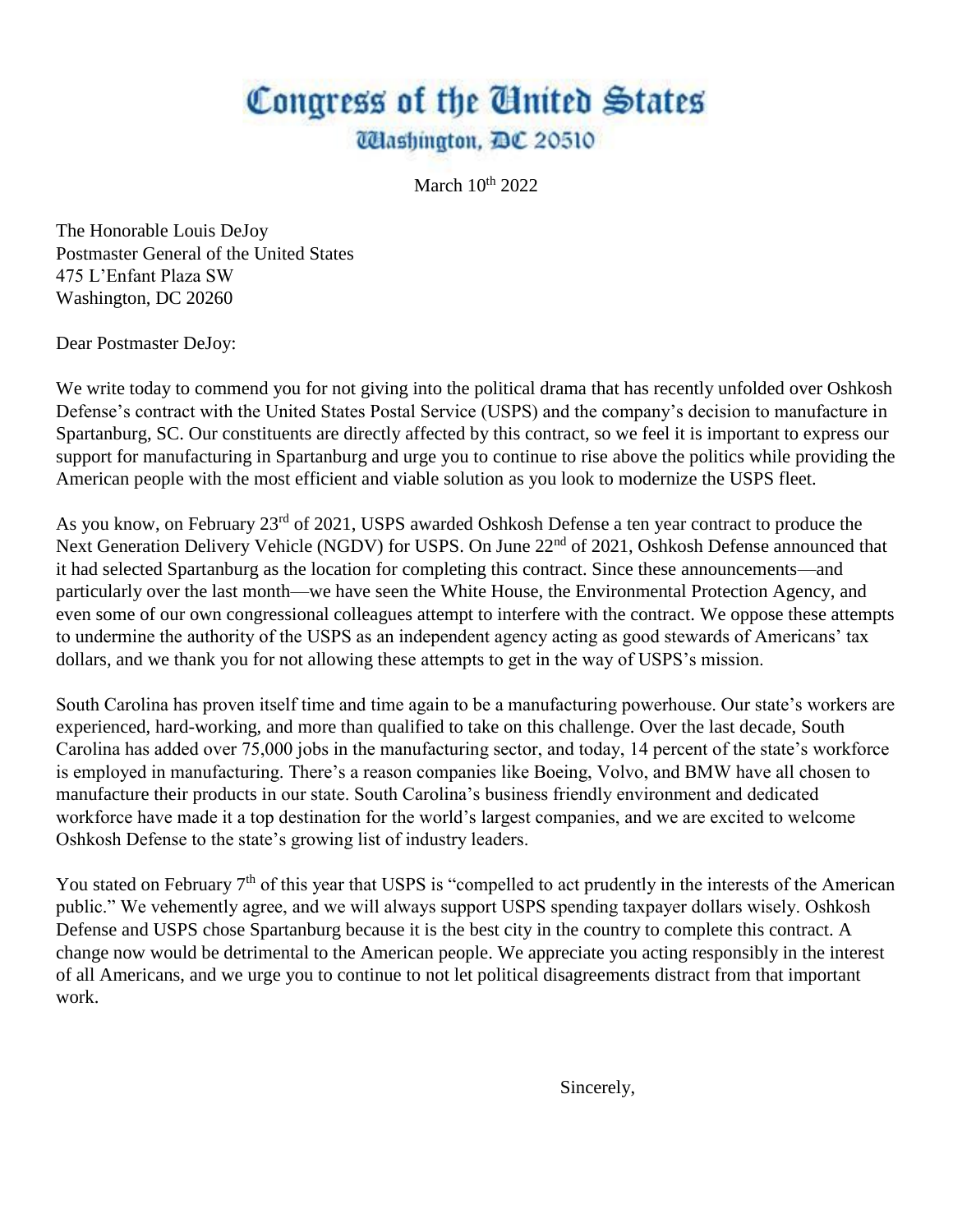# Congress of the United States

## Washington, DC 20510

March 10th 2022

The Honorable Louis DeJoy
Postmaster General of the United States
475 L'Enfant Plaza SW
Washington, DC 20260

Dear Postmaster DeJoy:

We write today to commend you for not giving into the political drama that has recently unfolded over Oshkosh Defense's contract with the United States Postal Service (USPS) and the company's decision to manufacture in Spartanburg, SC. Our constituents are directly affected by this contract, so we feel it is important to express our support for manufacturing in Spartanburg and urge you to continue to rise above the politics while providing the American people with the most efficient and viable solution as you look to modernize the USPS fleet.

As you know, on February 23rd of 2021, USPS awarded Oshkosh Defense a ten year contract to produce the Next Generation Delivery Vehicle (NGDV) for USPS. On June 22nd of 2021, Oshkosh Defense announced that it had selected Spartanburg as the location for completing this contract. Since these announcements—and particularly over the last month—we have seen the White House, the Environmental Protection Agency, and even some of our own congressional colleagues attempt to interfere with the contract. We oppose these attempts to undermine the authority of the USPS as an independent agency acting as good stewards of Americans' tax dollars, and we thank you for not allowing these attempts to get in the way of USPS's mission.

South Carolina has proven itself time and time again to be a manufacturing powerhouse. Our state's workers are experienced, hard-working, and more than qualified to take on this challenge. Over the last decade, South Carolina has added over 75,000 jobs in the manufacturing sector, and today, 14 percent of the state's workforce is employed in manufacturing. There's a reason companies like Boeing, Volvo, and BMW have all chosen to manufacture their products in our state. South Carolina's business friendly environment and dedicated workforce have made it a top destination for the world's largest companies, and we are excited to welcome Oshkosh Defense to the state's growing list of industry leaders.

You stated on February 7th of this year that USPS is "compelled to act prudently in the interests of the American public." We vehemently agree, and we will always support USPS spending taxpayer dollars wisely. Oshkosh Defense and USPS chose Spartanburg because it is the best city in the country to complete this contract. A change now would be detrimental to the American people. We appreciate you acting responsibly in the interest of all Americans, and we urge you to continue to not let political disagreements distract from that important work.

Sincerely,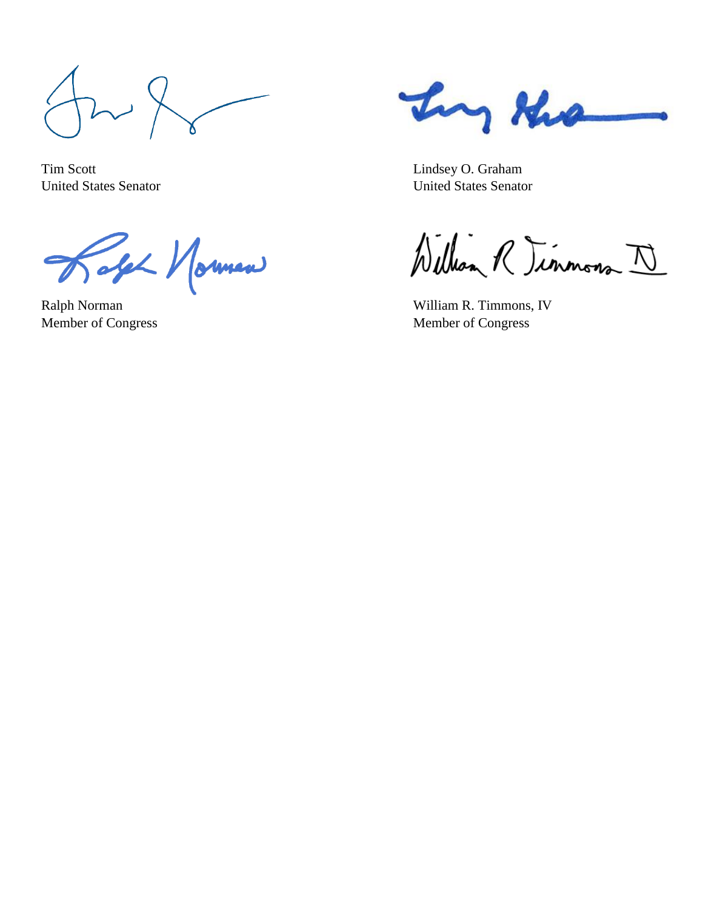Tim Scott
United States Senator

Lindsey O. Graham
United States Senator

Ralph Norman
Member of Congress

William R. Timmons, IV
Member of Congress